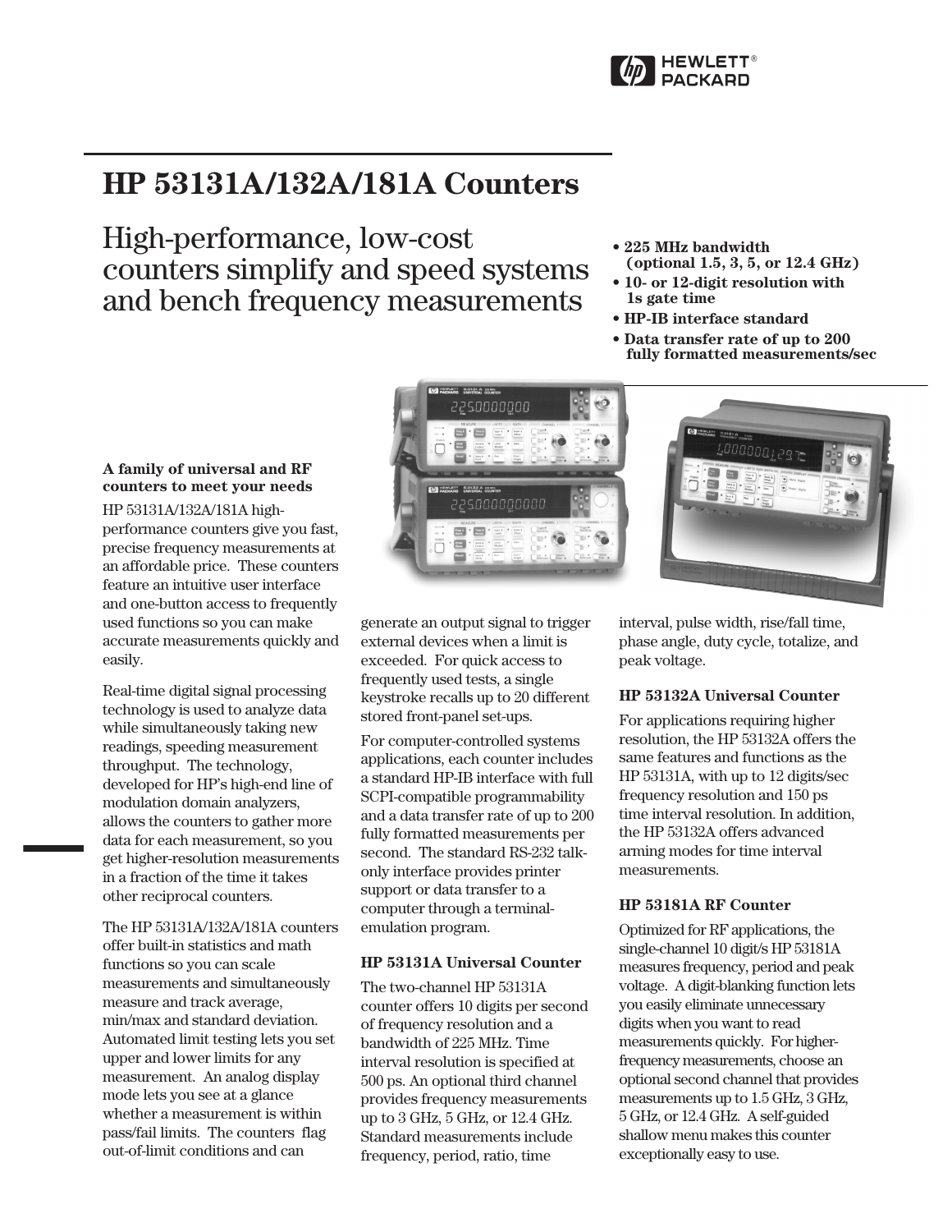# HP 53131A/132A/181A Counters

## High-performance, low-cost counters simplify and speed systems and bench frequency measurements

- **225 MHz bandwidth (optional 1.5, 3, 5, or 12.4 GHz)**
- **10- or 12-digit resolution with 1s gate time**
- **HP-IB interface standard**
- **Data transfer rate of up to 200 fully formatted measurements/sec**

### A family of universal and RF counters to meet your needs

HP 53131A/132A/181A high-performance counters give you fast, precise frequency measurements at an affordable price. These counters feature an intuitive user interface and one-button access to frequently used functions so you can make accurate measurements quickly and easily.

Real-time digital signal processing technology is used to analyze data while simultaneously taking new readings, speeding measurement throughput. The technology, developed for HP's high-end line of modulation domain analyzers, allows the counters to gather more data for each measurement, so you get higher-resolution measurements in a fraction of the time it takes other reciprocal counters.

The HP 53131A/132A/181A counters offer built-in statistics and math functions so you can scale measurements and simultaneously measure and track average, min/max and standard deviation. Automated limit testing lets you set upper and lower limits for any measurement. An analog display mode lets you see at a glance whether a measurement is within pass/fail limits. The counters flag out-of-limit conditions and can generate an output signal to trigger external devices when a limit is exceeded. For quick access to frequently used tests, a single keystroke recalls up to 20 different stored front-panel set-ups.

For computer-controlled systems applications, each counter includes a standard HP-IB interface with full SCPI-compatible programmability and a data transfer rate of up to 200 fully formatted measurements per second. The standard RS-232 talk-only interface provides printer support or data transfer to a computer through a terminal-emulation program.

### HP 53131A Universal Counter

The two-channel HP 53131A counter offers 10 digits per second of frequency resolution and a bandwidth of 225 MHz. Time interval resolution is specified at 500 ps. An optional third channel provides frequency measurements up to 3 GHz, 5 GHz, or 12.4 GHz. Standard measurements include frequency, period, ratio, time interval, pulse width, rise/fall time, phase angle, duty cycle, totalize, and peak voltage.

### HP 53132A Universal Counter

For applications requiring higher resolution, the HP 53132A offers the same features and functions as the HP 53131A, with up to 12 digits/sec frequency resolution and 150 ps time interval resolution. In addition, the HP 53132A offers advanced arming modes for time interval measurements.

### HP 53181A RF Counter

Optimized for RF applications, the single-channel 10 digit/s HP 53181A measures frequency, period and peak voltage. A digit-blanking function lets you easily eliminate unnecessary digits when you want to read measurements quickly. For higher-frequency measurements, choose an optional second channel that provides measurements up to 1.5 GHz, 3 GHz, 5 GHz, or 12.4 GHz. A self-guided shallow menu makes this counter exceptionally easy to use.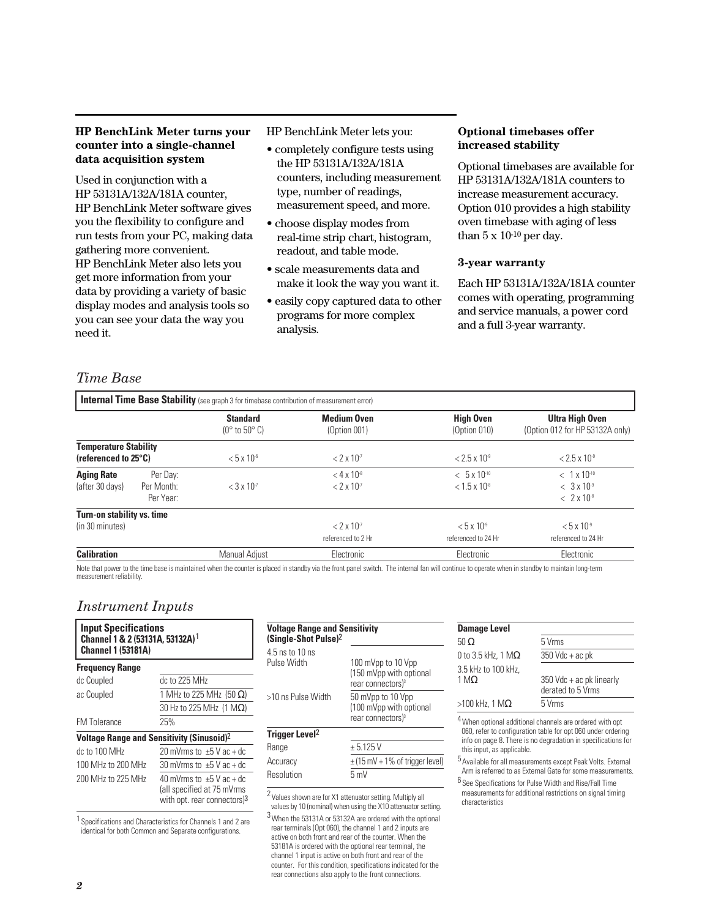**HP BenchLink Meter turns your counter into a single-channel data acquisition system**

Used in conjunction with a HP 53131A/132A/181A counter, HP BenchLink Meter software gives you the flexibility to configure and run tests from your PC, making data gathering more convenient. HP BenchLink Meter also lets you get more information from your data by providing a variety of basic display modes and analysis tools so you can see your data the way you need it.

HP BenchLink Meter lets you:

- completely configure tests using the HP 53131A/132A/181A counters, including measurement type, number of readings, measurement speed, and more.
- choose display modes from real-time strip chart, histogram, readout, and table mode.
- scale measurements data and make it look the way you want it.
- easily copy captured data to other programs for more complex analysis.

**Optional timebases offer increased stability**

Optional timebases are available for HP 53131A/132A/181A counters to increase measurement accuracy. Option 010 provides a high stability oven timebase with aging of less than 5 x $10^{-10}$ per day.

**3-year warranty**

Each HP 53131A/132A/181A counter comes with operating, programming and service manuals, a power cord and a full 3-year warranty.

## *Time Base*

**Internal Time Base Stability** (see graph 3 for timebase contribution of measurement error)

| | | Standard (0° to 50° C) | Medium Oven (Option 001) | High Oven (Option 010) | Ultra High Oven (Option 012 for HP 53132A only) |
|---|---|---|---|---|---|
| **Temperature Stability (referenced to 25°C)** | | < 5 x $10^{-6}$ | < 2 x $10^{-7}$ | < 2.5 x $10^{-9}$ | < 2.5 x $10^{-9}$ |
| **Aging Rate** (after 30 days) | Per Day: | | < 4 x $10^{-8}$ | < 5 x $10^{-10}$ | < 1 x $10^{-10}$ |
| | Per Month: | < 3 x $10^{-7}$ | < 2 x $10^{-7}$ | < 1.5 x $10^{-8}$ | < 3 x $10^{-9}$ |
| | Per Year: | | | | < 2 x $10^{-8}$ |
| **Turn-on stability vs. time** (in 30 minutes) | | | < 2 x $10^{-7}$ referenced to 2 Hr | < 5 x $10^{-9}$ referenced to 24 Hr | < 5 x $10^{-9}$ referenced to 24 Hr |
| **Calibration** | | Manual Adjust | Electronic | Electronic | Electronic |

Note that power to the time base is maintained when the counter is placed in standby via the front panel switch. The internal fan will continue to operate when in standby to maintain long-term measurement reliability.

## *Instrument Inputs*

**Input Specifications Channel 1 & 2 (53131A, 53132A)[1] Channel 1 (53181A)**

**Frequency Range**

| | |
|---|---|
| dc Coupled | dc to 225 MHz |
| ac Coupled | 1 MHz to 225 MHz (50 Ω) |
| | 30 Hz to 225 MHz (1 MΩ) |
| FM Tolerance | 25% |

**Voltage Range and Sensitivity (Sinusoid)[2]**

| | |
|---|---|
| dc to 100 MHz | 20 mVrms to ±5 V ac + dc |
| 100 MHz to 200 MHz | 30 mVrms to ±5 V ac + dc |
| 200 MHz to 225 MHz | 40 mVrms to ±5 V ac + dc (all specified at 75 mVrms with opt. rear connectors)[3] |

[1] Specifications and Characteristics for Channels 1 and 2 are identical for both Common and Separate configurations.

**Voltage Range and Sensitivity (Single-Shot Pulse)[2]**

| | |
|---|---|
| 4.5 ns to 10 ns Pulse Width | 100 mVpp to 10 Vpp (150 mVpp with optional rear connectors)[3] |
| >10 ns Pulse Width | 50 mVpp to 10 Vpp (100 mVpp with optional rear connectors)[3] |

**Trigger Level[2]**

| | |
|---|---|
| Range | ± 5.125 V |
| Accuracy | ± (15 mV + 1% of trigger level) |
| Resolution | 5 mV |

[2] Values shown are for X1 attenuator setting. Multiply all values by 10 (nominal) when using the X10 attenuator setting.

[3] When the 53131A or 53132A are ordered with the optional rear terminals (Opt 060), the channel 1 and 2 inputs are active on both front and rear of the counter. When the 53181A is ordered with the optional rear terminal, the channel 1 input is active on both front and rear of the counter. For this condition, specifications indicated for the rear connections also apply to the front connections.

**Damage Level**

| | |
|---|---|
| 50 Ω | 5 Vrms |
| 0 to 3.5 kHz, 1 MΩ | 350 Vdc + ac pk |
| 3.5 kHz to 100 kHz, 1 MΩ | 350 Vdc + ac pk linearly derated to 5 Vrms |
| >100 kHz, 1 MΩ | 5 Vrms |

[4] When optional additional channels are ordered with opt 060, refer to configuration table for opt 060 under ordering info on page 8. There is no degradation in specifications for this input, as applicable.

[5] Available for all measurements except Peak Volts. External Arm is referred to as External Gate for some measurements.

[6] See Specifications for Pulse Width and Rise/Fall Time measurements for additional restrictions on signal timing characteristics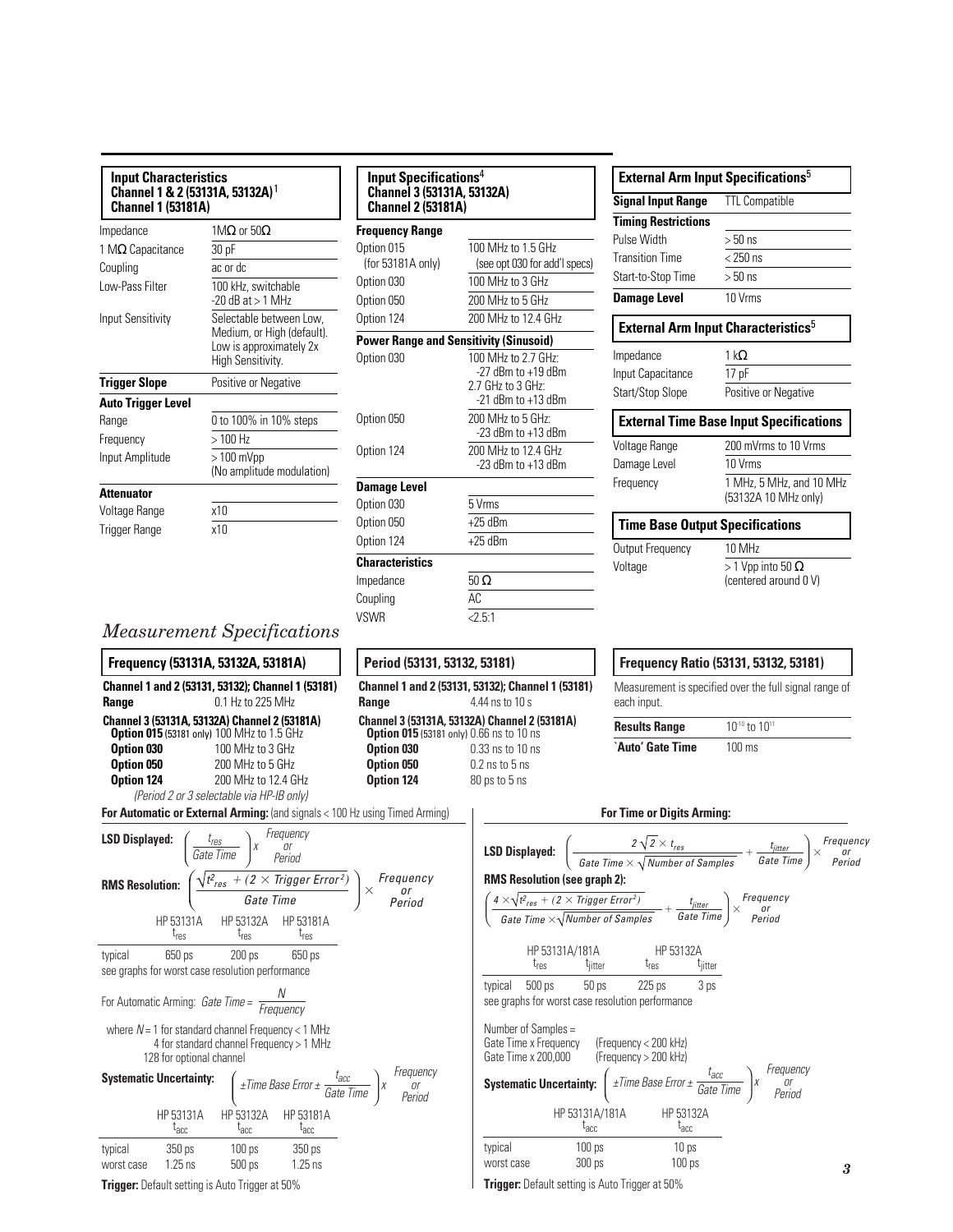## Input Characteristics

### Channel 1 & 2 (53131A, 53132A)[1] Channel 1 (53181A)

| | |
|---|---|
| Impedance | 1MΩ or 50Ω |
| 1 MΩ Capacitance | 30 pF |
| Coupling | ac or dc |
| Low-Pass Filter | 100 kHz, switchable -20 dB at > 1 MHz |
| Input Sensitivity | Selectable between Low, Medium, or High (default). Low is approximately 2x High Sensitivity. |
| **Trigger Slope** | Positive or Negative |
| **Auto Trigger Level** | |
| Range | 0 to 100% in 10% steps |
| Frequency | > 100 Hz |
| Input Amplitude | > 100 mVpp (No amplitude modulation) |
| **Attenuator** | |
| Voltage Range | x10 |
| Trigger Range | x10 |

## Input Specifications[4]

### Channel 3 (53131A, 53132A) Channel 2 (53181A)

| | |
|---|---|
| **Frequency Range** | |
| Option 015 (for 53181A only) | 100 MHz to 1.5 GHz (see opt 030 for add'l specs) |
| Option 030 | 100 MHz to 3 GHz |
| Option 050 | 200 MHz to 5 GHz |
| Option 124 | 200 MHz to 12.4 GHz |
| **Power Range and Sensitivity (Sinusoid)** | |
| Option 030 | 100 MHz to 2.7 GHz: -27 dBm to +19 dBm<br>2.7 GHz to 3 GHz: -21 dBm to +13 dBm |
| Option 050 | 200 MHz to 5 GHz: -23 dBm to +13 dBm |
| Option 124 | 200 MHz to 12.4 GHz -23 dBm to +13 dBm |
| **Damage Level** | |
| Option 030 | 5 Vrms |
| Option 050 | +25 dBm |
| Option 124 | +25 dBm |
| **Characteristics** | |
| Impedance | 50 Ω |
| Coupling | AC |
| VSWR | <2.5:1 |

## External Arm Input Specifications[5]

| | |
|---|---|
| **Signal Input Range** | TTL Compatible |
| **Timing Restrictions** | |
| Pulse Width | > 50 ns |
| Transition Time | < 250 ns |
| Start-to-Stop Time | > 50 ns |
| **Damage Level** | 10 Vrms |

## External Arm Input Characteristics[5]

| | |
|---|---|
| Impedance | 1 kΩ |
| Input Capacitance | 17 pF |
| Start/Stop Slope | Positive or Negative |

## External Time Base Input Specifications

| | |
|---|---|
| Voltage Range | 200 mVrms to 10 Vrms |
| Damage Level | 10 Vrms |
| Frequency | 1 MHz, 5 MHz, and 10 MHz (53132A 10 MHz only) |

## Time Base Output Specifications

| | |
|---|---|
| Output Frequency | 10 MHz |
| Voltage | > 1 Vpp into 50 Ω (centered around 0 V) |

# *Measurement Specifications*

## Frequency (53131A, 53132A, 53181A)

**Channel 1 and 2 (53131, 53132); Channel 1 (53181)**
**Range** 0.1 Hz to 225 MHz

**Channel 3 (53131A, 53132A) Channel 2 (53181A)**

| | |
|---|---|
| **Option 015** (53181 only) | 100 MHz to 1.5 GHz |
| **Option 030** | 100 MHz to 3 GHz |
| **Option 050** | 200 MHz to 5 GHz |
| **Option 124** | 200 MHz to 12.4 GHz |

*(Period 2 or 3 selectable via HP-IB only)*

## Period (53131, 53132, 53181)

**Channel 1 and 2 (53131, 53132); Channel 1 (53181)**
**Range** 4.44 ns to 10 s

**Channel 3 (53131A, 53132A) Channel 2 (53181A)**

| | |
|---|---|
| **Option 015** (53181 only) | 0.66 ns to 10 ns |
| **Option 030** | 0.33 ns to 10 ns |
| **Option 050** | 0.2 ns to 5 ns |
| **Option 124** | 80 ps to 5 ns |

## Frequency Ratio (53131, 53132, 53181)

Measurement is specified over the full signal range of each input.

| | |
|---|---|
| **Results Range** | $10^{-10}$ to $10^{11}$ |
| **'Auto' Gate Time** | 100 ms |

### For Automatic or External Arming: (and signals < 100 Hz using Timed Arming)

**LSD Displayed:**
$$\left(\frac{t_{res}}{\text{Gate Time}}\right) x \begin{matrix}\text{Frequency}\\ \text{or}\\ \text{Period}\end{matrix}$$

**RMS Resolution:**
$$\left(\frac{\sqrt{t_{res}^2 + (2 \times \text{Trigger Error}^2)}}{\text{Gate Time}}\right) \times \begin{matrix}\text{Frequency}\\ \text{or}\\ \text{Period}\end{matrix}$$

| | HP 53131A $t_{res}$ | HP 53132A $t_{res}$ | HP 53181A $t_{res}$ |
|---|---|---|---|
| typical | 650 ps | 200 ps | 650 ps |

see graphs for worst case resolution performance

For Automatic Arming: $\text{Gate Time} = \frac{N}{\text{Frequency}}$

where $N$ = 1 for standard channel Frequency < 1 MHz
4 for standard channel Frequency > 1 MHz
128 for optional channel

**Systematic Uncertainty:**
$$\left(\pm\text{Time Base Error} \pm \frac{t_{acc}}{\text{Gate Time}}\right) x \begin{matrix}\text{Frequency}\\ \text{or}\\ \text{Period}\end{matrix}$$

| | HP 53131A $t_{acc}$ | HP 53132A $t_{acc}$ | HP 53181A $t_{acc}$ |
|---|---|---|---|
| typical | 350 ps | 100 ps | 350 ps |
| worst case | 1.25 ns | 500 ps | 1.25 ns |

**Trigger:** Default setting is Auto Trigger at 50%

### For Time or Digits Arming:

**LSD Displayed:**
$$\left(\frac{2\sqrt{2} \times t_{res}}{\text{Gate Time} \times \sqrt{\text{Number of Samples}}} + \frac{t_{jitter}}{\text{Gate Time}}\right) \times \begin{matrix}\text{Frequency}\\ \text{or}\\ \text{Period}\end{matrix}$$

**RMS Resolution (see graph 2):**
$$\left(\frac{4 \times \sqrt{t_{res}^2 + (2 \times \text{Trigger Error}^2)}}{\text{Gate Time} \times \sqrt{\text{Number of Samples}}} + \frac{t_{jitter}}{\text{Gate Time}}\right) \times \begin{matrix}\text{Frequency}\\ \text{or}\\ \text{Period}\end{matrix}$$

| | HP 53131A/181A $t_{res}$ | HP 53131A/181A $t_{jitter}$ | HP 53132A $t_{res}$ | HP 53132A $t_{jitter}$ |
|---|---|---|---|---|
| typical | 500 ps | 50 ps | 225 ps | 3 ps |

see graphs for worst case resolution performance

Number of Samples =
Gate Time x Frequency (Frequency < 200 kHz)
Gate Time x 200,000 (Frequency > 200 kHz)

**Systematic Uncertainty:**
$$\left(\pm\text{Time Base Error} \pm \frac{t_{acc}}{\text{Gate Time}}\right) x \begin{matrix}\text{Frequency}\\ \text{or}\\ \text{Period}\end{matrix}$$

| | HP 53131A/181A $t_{acc}$ | HP 53132A $t_{acc}$ |
|---|---|---|
| typical | 100 ps | 10 ps |
| worst case | 300 ps | 100 ps |

**Trigger:** Default setting is Auto Trigger at 50%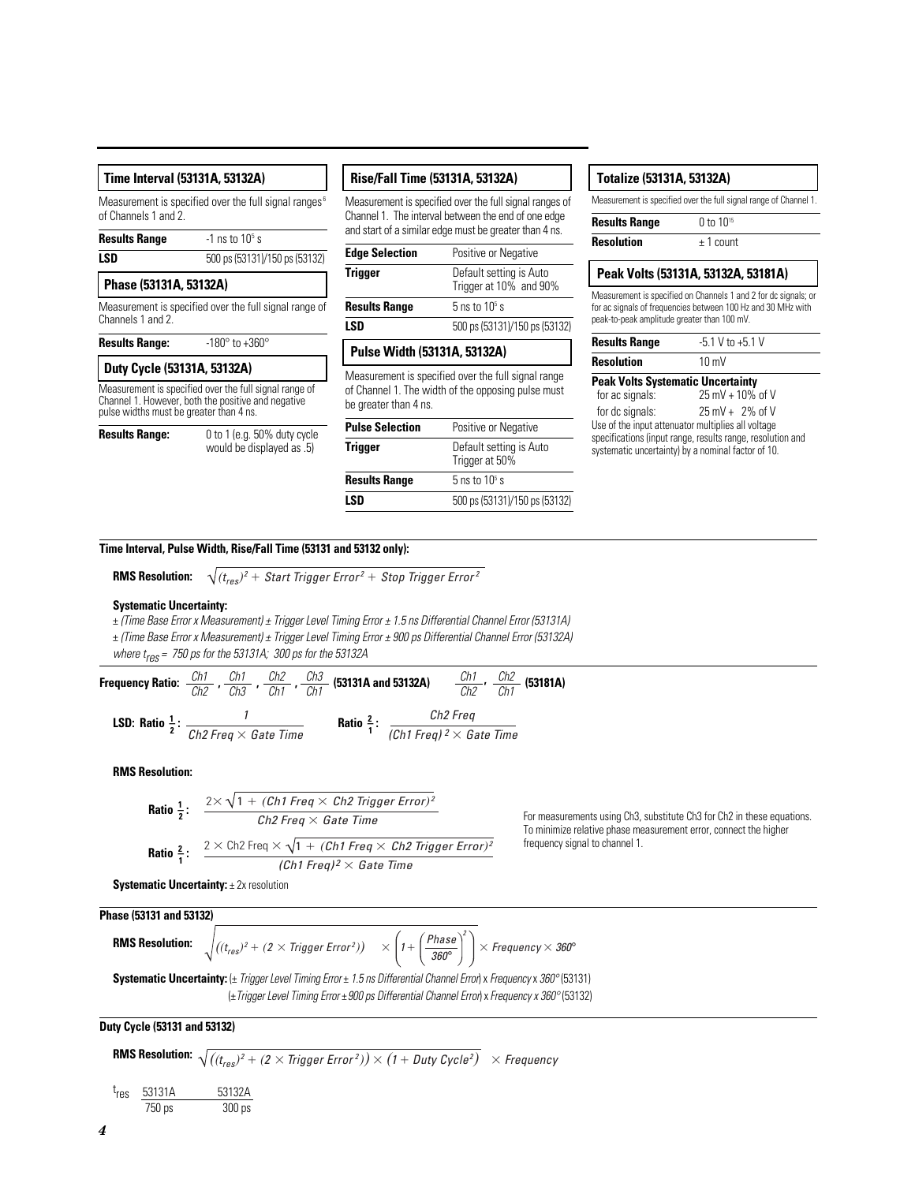### Time Interval (53131A, 53132A)

Measurement is specified over the full signal ranges[6] of Channels 1 and 2.

| | |
|---|---|
| **Results Range** | -1 ns to $10^5$ s |
| **LSD** | 500 ps (53131)/150 ps (53132) |

### Phase (53131A, 53132A)

Measurement is specified over the full signal range of Channels 1 and 2.

| | |
|---|---|
| **Results Range:** | -180° to +360° |

### Duty Cycle (53131A, 53132A)

Measurement is specified over the full signal range of Channel 1. However, both the positive and negative pulse widths must be greater than 4 ns.

| | |
|---|---|
| **Results Range:** | 0 to 1 (e.g. 50% duty cycle would be displayed as .5) |

### Rise/Fall Time (53131A, 53132A)

Measurement is specified over the full signal ranges of Channel 1. The interval between the end of one edge and start of a similar edge must be greater than 4 ns.

| | |
|---|---|
| **Edge Selection** | Positive or Negative |
| **Trigger** | Default setting is Auto Trigger at 10% and 90% |
| **Results Range** | 5 ns to $10^5$ s |
| **LSD** | 500 ps (53131)/150 ps (53132) |

### Pulse Width (53131A, 53132A)

Measurement is specified over the full signal range of Channel 1. The width of the opposing pulse must be greater than 4 ns.

| | |
|---|---|
| **Pulse Selection** | Positive or Negative |
| **Trigger** | Default setting is Auto Trigger at 50% |
| **Results Range** | 5 ns to $10^5$ s |
| **LSD** | 500 ps (53131)/150 ps (53132) |

### Totalize (53131A, 53132A)

Measurement is specified over the full signal range of Channel 1.

| | |
|---|---|
| **Results Range** | 0 to $10^{15}$ |
| **Resolution** | ± 1 count |

### Peak Volts (53131A, 53132A, 53181A)

Measurement is specified on Channels 1 and 2 for dc signals; or for ac signals of frequencies between 100 Hz and 30 MHz with peak-to-peak amplitude greater than 100 mV.

| | |
|---|---|
| **Results Range** | -5.1 V to +5.1 V |
| **Resolution** | 10 mV |

**Peak Volts Systematic Uncertainty**

| | |
|---|---|
| for ac signals: | 25 mV + 10% of V |
| for dc signals: | 25 mV + 2% of V |

Use of the input attenuator multiplies all voltage specifications (input range, results range, resolution and systematic uncertainty) by a nominal factor of 10.

---

**Time Interval, Pulse Width, Rise/Fall Time (53131 and 53132 only):**

**RMS Resolution:** $\sqrt{(t_{res})^2 + \text{Start Trigger Error}^2 + \text{Stop Trigger Error}^2}$

**Systematic Uncertainty:**

*± (Time Base Error x Measurement) ± Trigger Level Timing Error ± 1.5 ns Differential Channel Error (53131A)*

*± (Time Base Error x Measurement) ± Trigger Level Timing Error ± 900 ps Differential Channel Error (53132A)*

*where $t_{res}$ = 750 ps for the 53131A; 300 ps for the 53132A*

**Frequency Ratio:** $\frac{Ch1}{Ch2}, \frac{Ch1}{Ch3}, \frac{Ch2}{Ch1}, \frac{Ch3}{Ch1}$ **(53131A and 53132A)** $\frac{Ch1}{Ch2}, \frac{Ch2}{Ch1}$ **(53181A)**

**LSD: Ratio $\frac{1}{2}$:** $\frac{1}{\text{Ch2 Freq} \times \text{Gate Time}}$ **Ratio $\frac{2}{1}$:** $\frac{\text{Ch2 Freq}}{(\text{Ch1 Freq})^2 \times \text{Gate Time}}$

**RMS Resolution:**

**Ratio $\frac{1}{2}$:** $\frac{2 \times \sqrt{1 + (\text{Ch1 Freq} \times \text{Ch2 Trigger Error})^2}}{\text{Ch2 Freq} \times \text{Gate Time}}$

**Ratio $\frac{2}{1}$:** $\frac{2 \times \text{Ch2 Freq} \times \sqrt{1 + (\text{Ch1 Freq} \times \text{Ch2 Trigger Error})^2}}{(\text{Ch1 Freq})^2 \times \text{Gate Time}}$

For measurements using Ch3, substitute Ch3 for Ch2 in these equations. To minimize relative phase measurement error, connect the higher frequency signal to channel 1.

**Systematic Uncertainty:** ± 2x resolution

**Phase (53131 and 53132)**

**RMS Resolution:** $\sqrt{((t_{res})^2 + (2 \times \text{Trigger Error}^2)) \times \left(1 + \left(\frac{\text{Phase}}{360°}\right)^2\right)} \times \text{Frequency} \times 360°$

**Systematic Uncertainty:** (*± Trigger Level Timing Error ± 1.5 ns Differential Channel Error*) x *Frequency* x *360°* (53131)

(*± Trigger Level Timing Error ± 900 ps Differential Channel Error*) x *Frequency x 360°* (53132)

**Duty Cycle (53131 and 53132)**

**RMS Resolution:** $\sqrt{((t_{res})^2 + (2 \times \text{Trigger Error}^2)) \times (1 + \text{Duty Cycle}^2)} \times \text{Frequency}$

| $t_{res}$ | 53131A | 53132A |
|---|---|---|
| | 750 ps | 300 ps |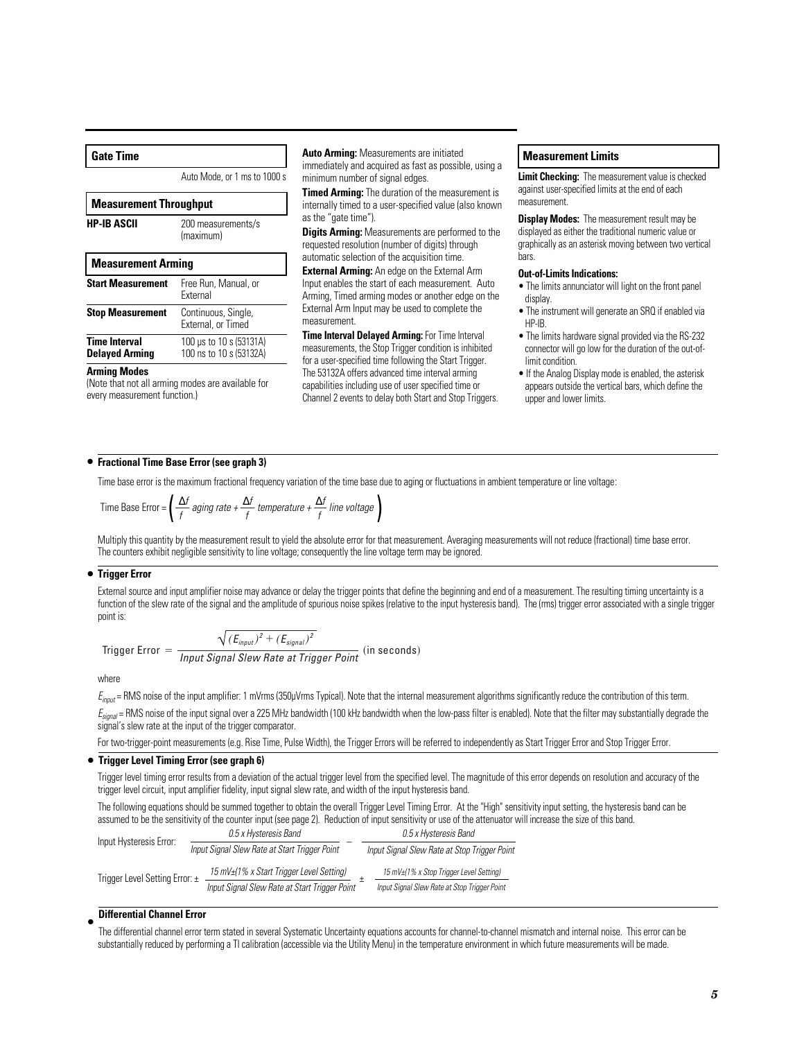## Gate Time

| | |
|---|---|
| | Auto Mode, or 1 ms to 1000 s |

## Measurement Throughput

| | |
|---|---|
| **HP-IB ASCII** | 200 measurements/s (maximum) |

## Measurement Arming

| | |
|---|---|
| **Start Measurement** | Free Run, Manual, or External |
| **Stop Measurement** | Continuous, Single, External, or Timed |
| **Time Interval Delayed Arming** | 100 µs to 10 s (53131A) 100 ns to 10 s (53132A) |

**Arming Modes**

(Note that not all arming modes are available for every measurement function.)

**Auto Arming:** Measurements are initiated immediately and acquired as fast as possible, using a minimum number of signal edges.

**Timed Arming:** The duration of the measurement is internally timed to a user-specified value (also known as the "gate time").

**Digits Arming:** Measurements are performed to the requested resolution (number of digits) through automatic selection of the acquisition time.

**External Arming:** An edge on the External Arm Input enables the start of each measurement. Auto Arming, Timed arming modes or another edge on the External Arm Input may be used to complete the measurement.

**Time Interval Delayed Arming:** For Time Interval measurements, the Stop Trigger condition is inhibited for a user-specified time following the Start Trigger. The 53132A offers advanced time interval arming capabilities including use of user specified time or Channel 2 events to delay both Start and Stop Triggers.

## Measurement Limits

**Limit Checking:** The measurement value is checked against user-specified limits at the end of each measurement.

**Display Modes:** The measurement result may be displayed as either the traditional numeric value or graphically as an asterisk moving between two vertical bars.

**Out-of-Limits Indications:**

- The limits annunciator will light on the front panel display.
- The instrument will generate an SRQ if enabled via HP-IB.
- The limits hardware signal provided via the RS-232 connector will go low for the duration of the out-of-limit condition.
- If the Analog Display mode is enabled, the asterisk appears outside the vertical bars, which define the upper and lower limits.

### • Fractional Time Base Error (see graph 3)

Time base error is the maximum fractional frequency variation of the time base due to aging or fluctuations in ambient temperature or line voltage:

$$\text{Time Base Error} = \left( \frac{\Delta f}{f}\ \textit{aging rate} + \frac{\Delta f}{f}\ \textit{temperature} + \frac{\Delta f}{f}\ \textit{line voltage} \right)$$

Multiply this quantity by the measurement result to yield the absolute error for that measurement. Averaging measurements will not reduce (fractional) time base error. The counters exhibit negligible sensitivity to line voltage; consequently the line voltage term may be ignored.

### • Trigger Error

External source and input amplifier noise may advance or delay the trigger points that define the beginning and end of a measurement. The resulting timing uncertainty is a function of the slew rate of the signal and the amplitude of spurious noise spikes (relative to the input hysteresis band). The (rms) trigger error associated with a single trigger point is:

$$\text{Trigger Error} = \frac{\sqrt{(E_{input})^2 + (E_{signal})^2}}{\textit{Input Signal Slew Rate at Trigger Point}} \text{ (in seconds)}$$

where

$E_{input}$ = RMS noise of the input amplifier: 1 mVrms (350µVrms Typical). Note that the internal measurement algorithms significantly reduce the contribution of this term.

$E_{signal}$ = RMS noise of the input signal over a 225 MHz bandwidth (100 kHz bandwidth when the low-pass filter is enabled). Note that the filter may substantially degrade the signal's slew rate at the input of the trigger comparator.

For two-trigger-point measurements (e.g. Rise Time, Pulse Width), the Trigger Errors will be referred to independently as Start Trigger Error and Stop Trigger Error.

### • Trigger Level Timing Error (see graph 6)

Trigger level timing error results from a deviation of the actual trigger level from the specified level. The magnitude of this error depends on resolution and accuracy of the trigger level circuit, input amplifier fidelity, input signal slew rate, and width of the input hysteresis band.

The following equations should be summed together to obtain the overall Trigger Level Timing Error. At the "High" sensitivity input setting, the hysteresis band can be assumed to be the sensitivity of the counter input (see page 2). Reduction of input sensitivity or use of the attenuator will increase the size of this band.

$$\text{Input Hysteresis Error: } \frac{0.5 \times \textit{Hysteresis Band}}{\textit{Input Signal Slew Rate at Start Trigger Point}} - \frac{0.5 \times \textit{Hysteresis Band}}{\textit{Input Signal Slew Rate at Stop Trigger Point}}$$

$$\text{Trigger Level Setting Error: } \pm \frac{15 \text{ mV} \pm (1\% \times \textit{Start Trigger Level Setting})}{\textit{Input Signal Slew Rate at Start Trigger Point}} \pm \frac{15 \text{ mV} \pm (1\% \times \textit{Stop Trigger Level Setting})}{\textit{Input Signal Slew Rate at Stop Trigger Point}}$$

### • Differential Channel Error

The differential channel error term stated in several Systematic Uncertainty equations accounts for channel-to-channel mismatch and internal noise. This error can be substantially reduced by performing a TI calibration (accessible via the Utility Menu) in the temperature environment in which future measurements will be made.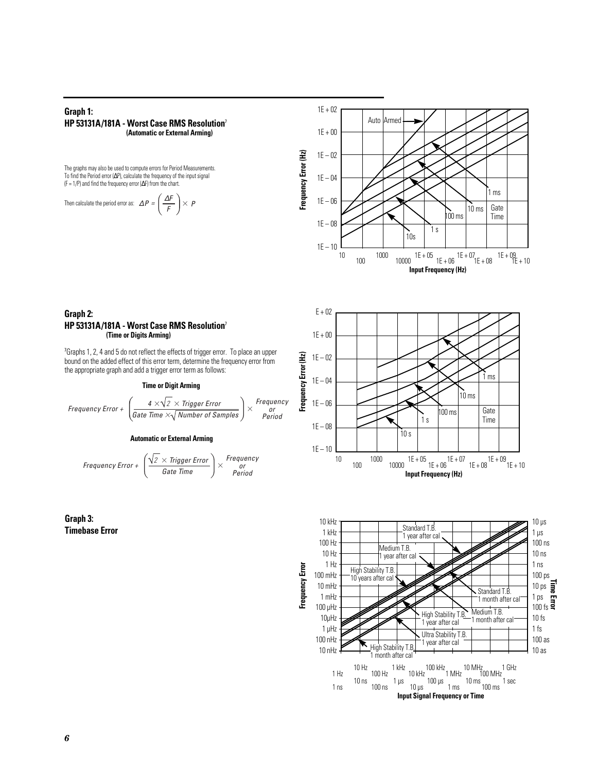## Graph 1:

### HP 53131A/181A - Worst Case RMS Resolution[7]

**(Automatic or External Arming)**

The graphs may also be used to compute errors for Period Measurements. To find the Period error (ΔP), calculate the frequency of the input signal (F = 1/P) and find the frequency error (ΔF) from the chart.

Then calculate the period error as: $\Delta P = \left( \frac{\Delta F}{F} \right) \times P$

## Graph 2:

### HP 53131A/181A - Worst Case RMS Resolution[7]

**(Time or Digits Arming)**

[7]Graphs 1, 2, 4 and 5 do not reflect the effects of trigger error. To place an upper bound on the added effect of this error term, determine the frequency error from the appropriate graph and add a trigger error term as follows:

**Time or Digit Arming**

$$\text{Frequency Error} + \left( \frac{4 \times \sqrt{2} \times \text{Trigger Error}}{\text{Gate Time} \times \sqrt{\text{Number of Samples}}} \right) \times \begin{array}{c}\text{Frequency} \\ \text{or} \\ \text{Period}\end{array}$$

**Automatic or External Arming**

$$\text{Frequency Error} + \left( \frac{\sqrt{2} \times \text{Trigger Error}}{\text{Gate Time}} \right) \times \begin{array}{c}\text{Frequency} \\ \text{or} \\ \text{Period}\end{array}$$

## Graph 3:

### Timebase Error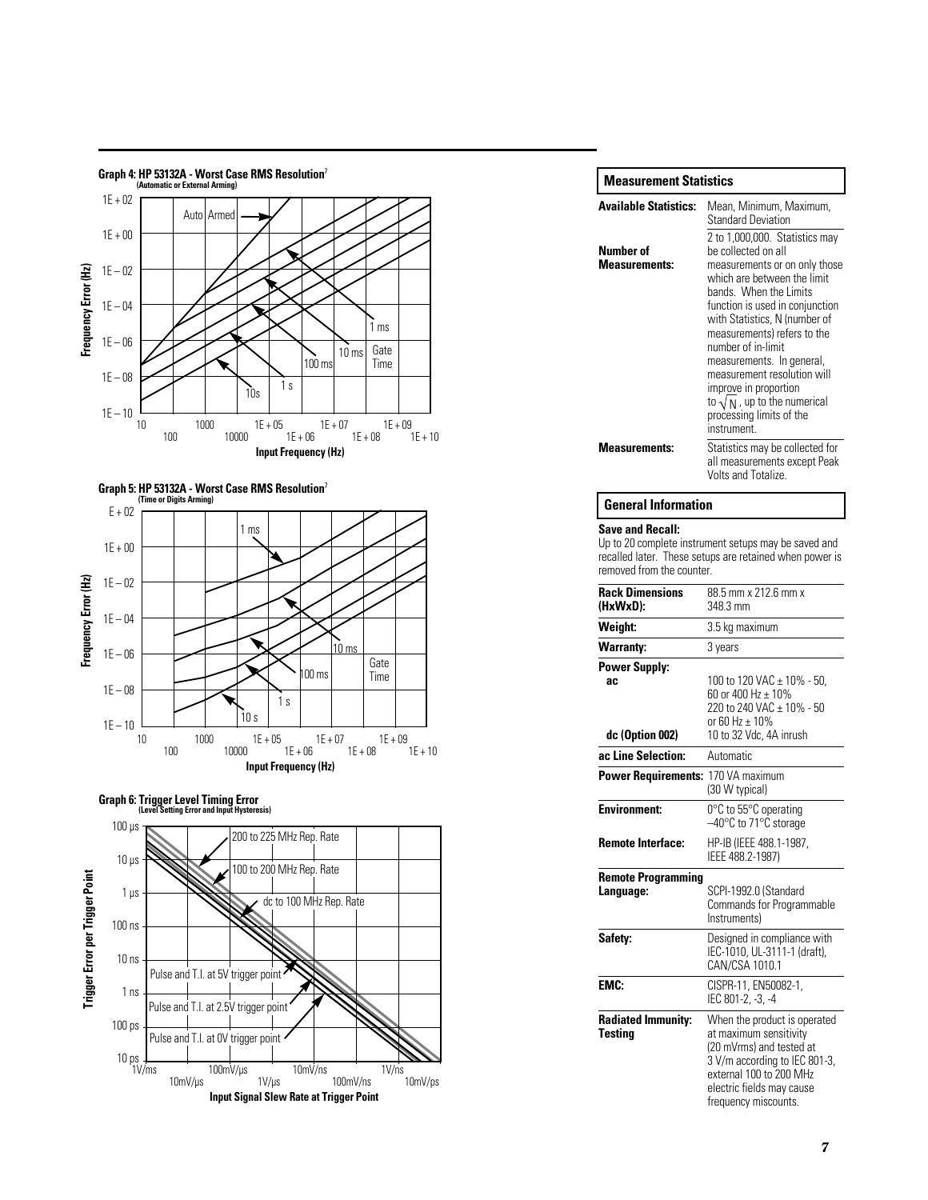**Graph 4: HP 53132A - Worst Case RMS Resolution[7]**
**(Automatic or External Arming)**

Frequency Error (Hz) vs. Input Frequency (Hz)

Auto Armed — 1 ms, 10 ms, 100 ms, 1 s, 10s Gate Time

**Graph 5: HP 53132A - Worst Case RMS Resolution[7]**
**(Time or Digits Arming)**

Frequency Error (Hz) vs. Input Frequency (Hz)

1 ms, 10 ms, 100 ms, 1 s, 10 s Gate Time

**Graph 6: Trigger Level Timing Error**
**(Level Setting Error and Input Hysteresis)**

Trigger Error per Trigger Point vs. Input Signal Slew Rate at Trigger Point

200 to 225 MHz Rep. Rate; 100 to 200 MHz Rep. Rate; dc to 100 MHz Rep. Rate; Pulse and T.I. at 5V trigger point; Pulse and T.I. at 2.5V trigger point; Pulse and T.I. at 0V trigger point

## Measurement Statistics

| | |
|---|---|
| **Available Statistics:** | Mean, Minimum, Maximum, Standard Deviation |
| **Number of Measurements:** | 2 to 1,000,000. Statistics may be collected on all measurements or on only those which are between the limit bands. When the Limits function is used in conjunction with Statistics, N (number of measurements) refers to the number of in-limit measurements. In general, measurement resolution will improve in proportion to $\sqrt{N}$, up to the numerical processing limits of the instrument. |
| **Measurements:** | Statistics may be collected for all measurements except Peak Volts and Totalize. |

## General Information

**Save and Recall:**
Up to 20 complete instrument setups may be saved and recalled later. These setups are retained when power is removed from the counter.

| | |
|---|---|
| **Rack Dimensions (HxWxD):** | 88.5 mm x 212.6 mm x 348.3 mm |
| **Weight:** | 3.5 kg maximum |
| **Warranty:** | 3 years |
| **Power Supply:** | |
| **ac** | 100 to 120 VAC ± 10% - 50, 60 or 400 Hz ± 10%; 220 to 240 VAC ± 10% - 50 or 60 Hz ± 10% |
| **dc (Option 002)** | 10 to 32 Vdc, 4A inrush |
| **ac Line Selection:** | Automatic |
| **Power Requirements:** | 170 VA maximum (30 W typical) |
| **Environment:** | 0°C to 55°C operating; –40°C to 71°C storage |
| **Remote Interface:** | HP-IB (IEEE 488.1-1987, IEEE 488.2-1987) |
| **Remote Programming Language:** | SCPI-1992.0 (Standard Commands for Programmable Instruments) |
| **Safety:** | Designed in compliance with IEC-1010, UL-3111-1 (draft), CAN/CSA 1010.1 |
| **EMC:** | CISPR-11, EN50082-1, IEC 801-2, -3, -4 |
| **Radiated Immunity: Testing** | When the product is operated at maximum sensitivity (20 mVrms) and tested at 3 V/m according to IEC 801-3, external 100 to 200 MHz electric fields may cause frequency miscounts. |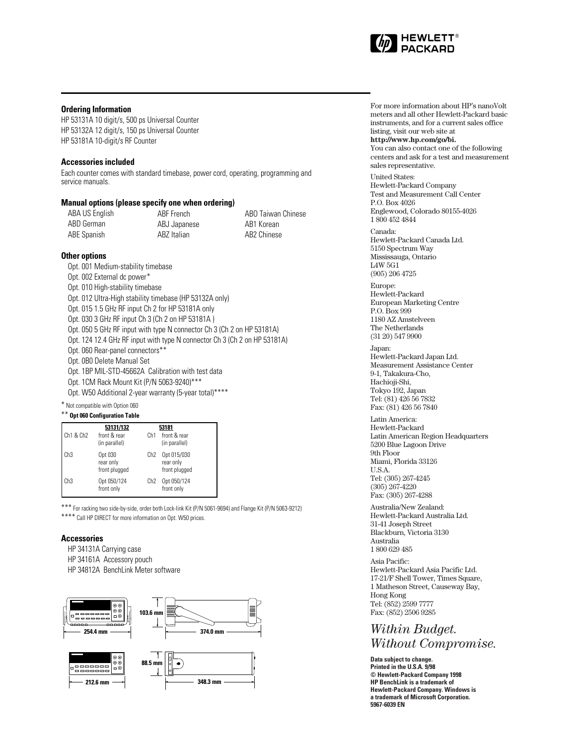## Ordering Information

HP 53131A 10 digit/s, 500 ps Universal Counter
HP 53132A 12 digit/s, 150 ps Universal Counter
HP 53181A 10-digit/s RF Counter

### Accessories included

Each counter comes with standard timebase, power cord, operating, programming and service manuals.

### Manual options (please specify one when ordering)

| | | |
|---|---|---|
| ABA US English | ABF French | AB0 Taiwan Chinese |
| ABD German | ABJ Japanese | AB1 Korean |
| ABE Spanish | ABZ Italian | AB2 Chinese |

### Other options

Opt. 001 Medium-stability timebase
Opt. 002 External dc power*
Opt. 010 High-stability timebase
Opt. 012 Ultra-High stability timebase (HP 53132A only)
Opt. 015 1.5 GHz RF input Ch 2 for HP 53181A only
Opt. 030 3 GHz RF input Ch 3 (Ch 2 on HP 53181A )
Opt. 050 5 GHz RF input with type N connector Ch 3 (Ch 2 on HP 53181A)
Opt. 124 12.4 GHz RF input with type N connector Ch 3 (Ch 2 on HP 53181A)
Opt. 060 Rear-panel connectors**
Opt. 0B0 Delete Manual Set
Opt. 1BP MIL-STD-45662A Calibration with test data
Opt. 1CM Rack Mount Kit (P/N 5063-9240)***
Opt. W50 Additional 2-year warranty (5-year total)****

* Not compatible with Option 060

** **Opt 060 Configuration Table**

| | 53131/132 | | 53181 |
|---|---|---|---|
| Ch1 & Ch2 | front & rear (in parallel) | Ch1 | front & rear (in parallel) |
| Ch3 | Opt 030 rear only front plugged | Ch2 | Opt 015/030 rear only front plugged |
| Ch3 | Opt 050/124 front only | Ch2 | Opt 050/124 front only |

*** For racking two side-by-side, order both Lock-link Kit (P/N 5061-9694) and Flange Kit (P/N 5063-9212)

**** Call HP DIRECT for more information on Opt. W50 prices.

### Accessories

HP 34131A Carrying case
HP 34161A Accessory pouch
HP 34812A BenchLink Meter software

103.6 mm
254.4 mm
374.0 mm
88.5 mm
212.6 mm
348.3 mm

For more information about HP's nanoVolt meters and all other Hewlett-Packard basic instruments, and for a current sales office listing, visit our web site at **http://www.hp.com/go/bi.**
You can also contact one of the following centers and ask for a test and measurement sales representative.

United States:
Hewlett-Packard Company
Test and Measurement Call Center
P.O. Box 4026
Englewood, Colorado 80155-4026
1 800 452 4844

Canada:
Hewlett-Packard Canada Ltd.
5150 Spectrum Way
Mississauga, Ontario
L4W 5G1
(905) 206 4725

Europe:
Hewlett-Packard
European Marketing Centre
P.O. Box 999
1180 AZ Amstelveen
The Netherlands
(31 20) 547 9900

Japan:
Hewlett-Packard Japan Ltd.
Measurement Assistance Center
9-1, Takakura-Cho,
Hachioji-Shi,
Tokyo 192, Japan
Tel: (81) 426 56 7832
Fax: (81) 426 56 7840

Latin America:
Hewlett-Packard
Latin American Region Headquarters
5200 Blue Lagoon Drive
9th Floor
Miami, Florida 33126
U.S.A.
Tel: (305) 267-4245
(305) 267-4220
Fax: (305) 267-4288

Australia/New Zealand:
Hewlett-Packard Australia Ltd.
31-41 Joseph Street
Blackburn, Victoria 3130
Australia
1 800 629 485

Asia Pacific:
Hewlett-Packard Asia Pacific Ltd.
17-21/F Shell Tower, Times Square,
1 Matheson Street, Causeway Bay,
Hong Kong
Tel: (852) 2599 7777
Fax: (852) 2506 9285

*Within Budget.*
*Without Compromise.*

**Data subject to change.**
**Printed in the U.S.A. 9/98**
**© Hewlett-Packard Company 1998**
**HP BenchLink is a trademark of Hewlett-Packard Company. Windows is a trademark of Microsoft Corporation.**
**5967-6039 EN**